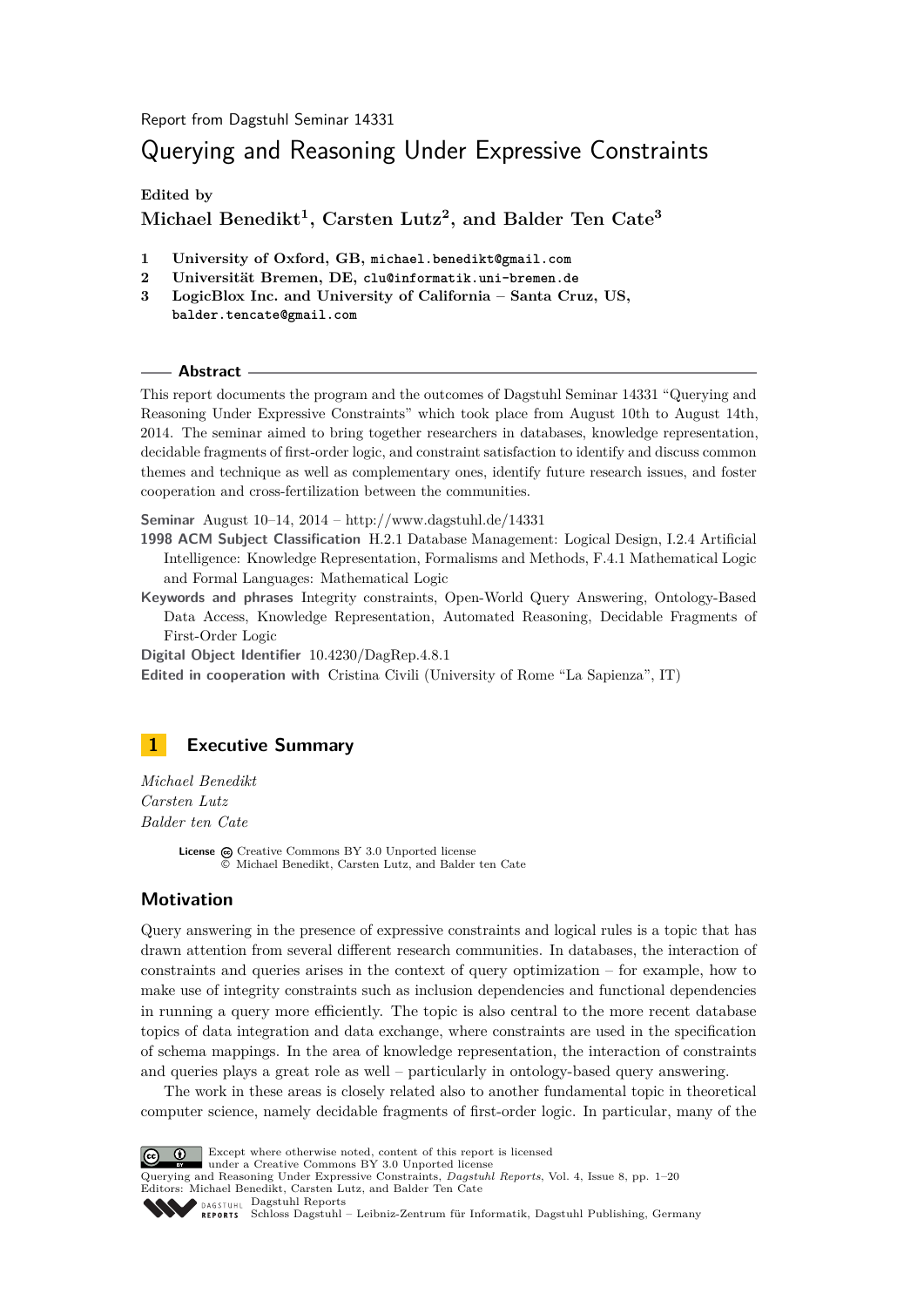Report from Dagstuhl Seminar 14331

# Querying and Reasoning Under Expressive Constraints

**Edited by**
**Michael Benedikt[1], Carsten Lutz[2], and Balder Ten Cate[3]**

1 **University of Oxford, GB, michael.benedikt@gmail.com**
2 **Universität Bremen, DE, clu@informatik.uni-bremen.de**
3 **LogicBlox Inc. and University of California – Santa Cruz, US, balder.tencate@gmail.com**

**Abstract**

This report documents the program and the outcomes of Dagstuhl Seminar 14331 "Querying and Reasoning Under Expressive Constraints" which took place from August 10th to August 14th, 2014. The seminar aimed to bring together researchers in databases, knowledge representation, decidable fragments of first-order logic, and constraint satisfaction to identify and discuss common themes and technique as well as complementary ones, identify future research issues, and foster cooperation and cross-fertilization between the communities.

**Seminar** August 10–14, 2014 – http://www.dagstuhl.de/14331

**1998 ACM Subject Classification** H.2.1 Database Management: Logical Design, I.2.4 Artificial Intelligence: Knowledge Representation, Formalisms and Methods, F.4.1 Mathematical Logic and Formal Languages: Mathematical Logic

**Keywords and phrases** Integrity constraints, Open-World Query Answering, Ontology-Based Data Access, Knowledge Representation, Automated Reasoning, Decidable Fragments of First-Order Logic

**Digital Object Identifier** 10.4230/DagRep.4.8.1

**Edited in cooperation with** Cristina Civili (University of Rome "La Sapienza", IT)

## 1 Executive Summary

*Michael Benedikt*
*Carsten Lutz*
*Balder ten Cate*

**License** Creative Commons BY 3.0 Unported license
© Michael Benedikt, Carsten Lutz, and Balder ten Cate

### Motivation

Query answering in the presence of expressive constraints and logical rules is a topic that has drawn attention from several different research communities. In databases, the interaction of constraints and queries arises in the context of query optimization – for example, how to make use of integrity constraints such as inclusion dependencies and functional dependencies in running a query more efficiently. The topic is also central to the more recent database topics of data integration and data exchange, where constraints are used in the specification of schema mappings. In the area of knowledge representation, the interaction of constraints and queries plays a great role as well – particularly in ontology-based query answering.

The work in these areas is closely related also to another fundamental topic in theoretical computer science, namely decidable fragments of first-order logic. In particular, many of the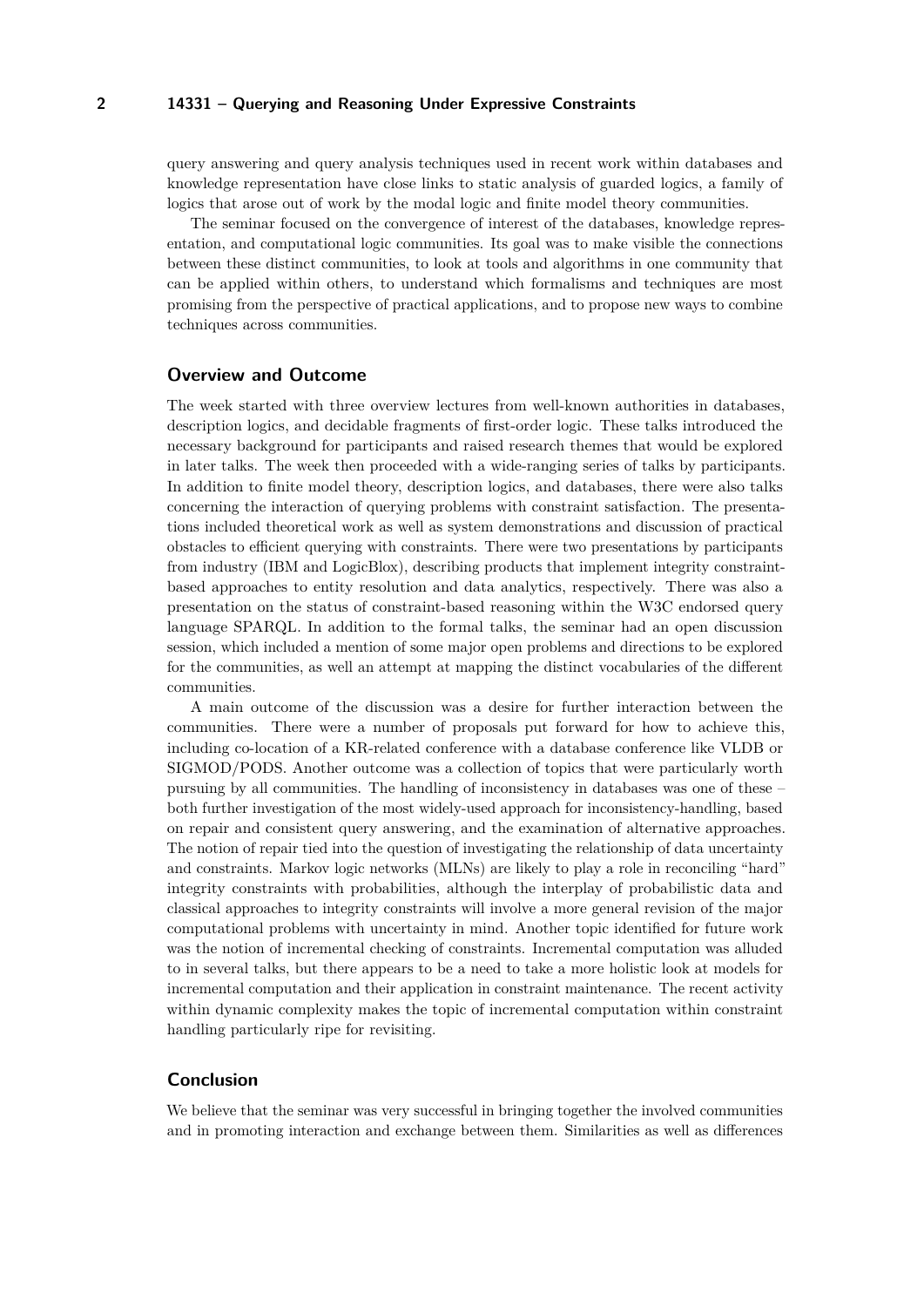query answering and query analysis techniques used in recent work within databases and knowledge representation have close links to static analysis of guarded logics, a family of logics that arose out of work by the modal logic and finite model theory communities.

The seminar focused on the convergence of interest of the databases, knowledge representation, and computational logic communities. Its goal was to make visible the connections between these distinct communities, to look at tools and algorithms in one community that can be applied within others, to understand which formalisms and techniques are most promising from the perspective of practical applications, and to propose new ways to combine techniques across communities.

## Overview and Outcome

The week started with three overview lectures from well-known authorities in databases, description logics, and decidable fragments of first-order logic. These talks introduced the necessary background for participants and raised research themes that would be explored in later talks. The week then proceeded with a wide-ranging series of talks by participants. In addition to finite model theory, description logics, and databases, there were also talks concerning the interaction of querying problems with constraint satisfaction. The presentations included theoretical work as well as system demonstrations and discussion of practical obstacles to efficient querying with constraints. There were two presentations by participants from industry (IBM and LogicBlox), describing products that implement integrity constraint-based approaches to entity resolution and data analytics, respectively. There was also a presentation on the status of constraint-based reasoning within the W3C endorsed query language SPARQL. In addition to the formal talks, the seminar had an open discussion session, which included a mention of some major open problems and directions to be explored for the communities, as well an attempt at mapping the distinct vocabularies of the different communities.

A main outcome of the discussion was a desire for further interaction between the communities. There were a number of proposals put forward for how to achieve this, including co-location of a KR-related conference with a database conference like VLDB or SIGMOD/PODS. Another outcome was a collection of topics that were particularly worth pursuing by all communities. The handling of inconsistency in databases was one of these – both further investigation of the most widely-used approach for inconsistency-handling, based on repair and consistent query answering, and the examination of alternative approaches. The notion of repair tied into the question of investigating the relationship of data uncertainty and constraints. Markov logic networks (MLNs) are likely to play a role in reconciling "hard" integrity constraints with probabilities, although the interplay of probabilistic data and classical approaches to integrity constraints will involve a more general revision of the major computational problems with uncertainty in mind. Another topic identified for future work was the notion of incremental checking of constraints. Incremental computation was alluded to in several talks, but there appears to be a need to take a more holistic look at models for incremental computation and their application in constraint maintenance. The recent activity within dynamic complexity makes the topic of incremental computation within constraint handling particularly ripe for revisiting.

## Conclusion

We believe that the seminar was very successful in bringing together the involved communities and in promoting interaction and exchange between them. Similarities as well as differences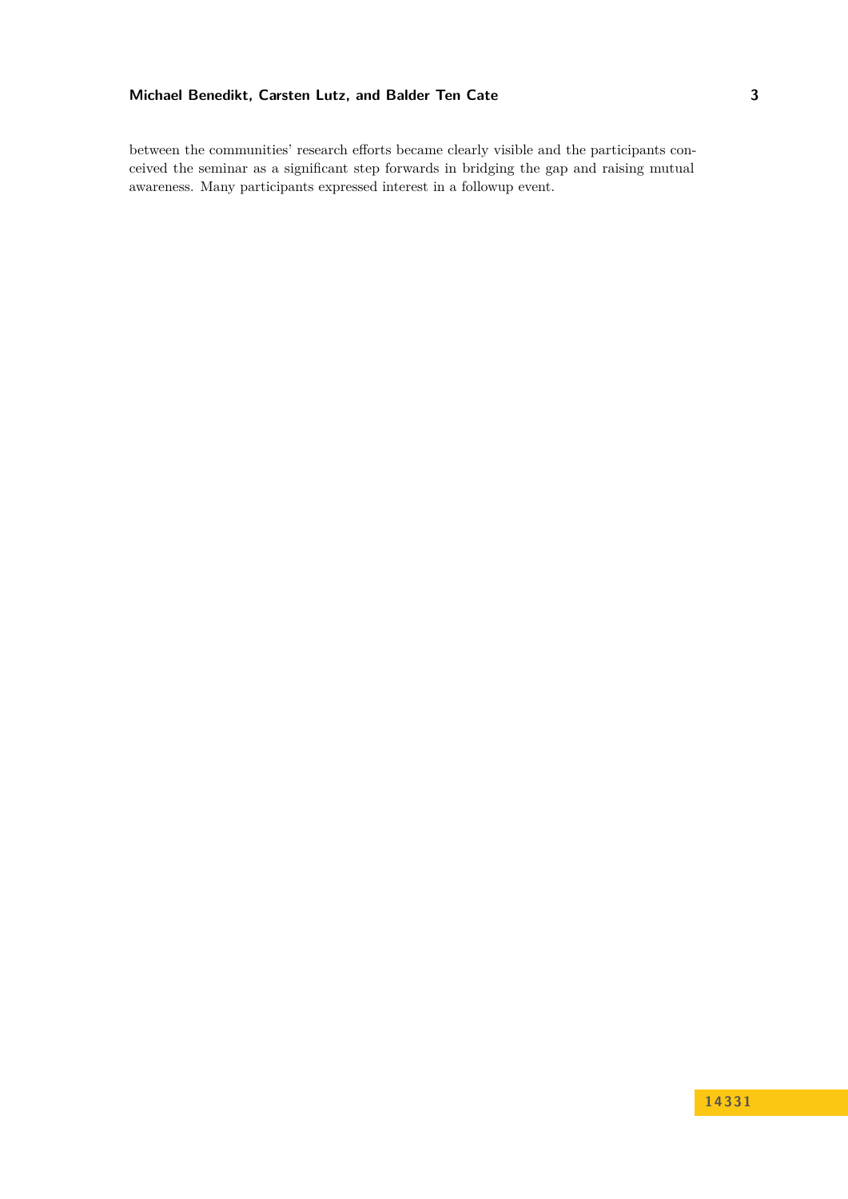between the communities' research efforts became clearly visible and the participants conceived the seminar as a significant step forwards in bridging the gap and raising mutual awareness. Many participants expressed interest in a followup event.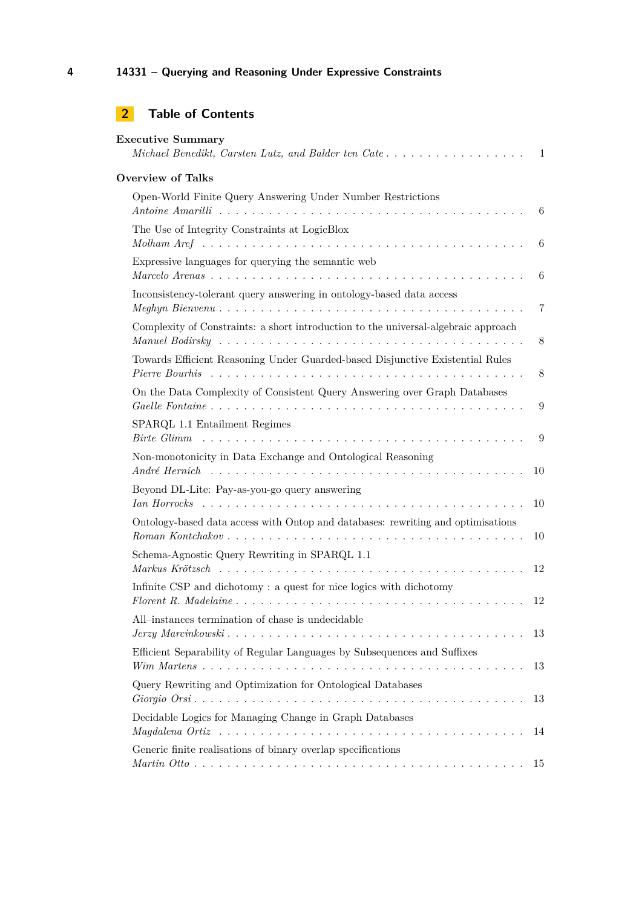## 2 Table of Contents

**Executive Summary**
*Michael Benedikt, Carsten Lutz, and Balder ten Cate* . . . . . 1

**Overview of Talks**

Open-World Finite Query Answering Under Number Restrictions
*Antoine Amarilli* . . . . . 6

The Use of Integrity Constraints at LogicBlox
*Molham Aref* . . . . . 6

Expressive languages for querying the semantic web
*Marcelo Arenas* . . . . . 6

Inconsistency-tolerant query answering in ontology-based data access
*Meghyn Bienvenu* . . . . . 7

Complexity of Constraints: a short introduction to the universal-algebraic approach
*Manuel Bodirsky* . . . . . 8

Towards Efficient Reasoning Under Guarded-based Disjunctive Existential Rules
*Pierre Bourhis* . . . . . 8

On the Data Complexity of Consistent Query Answering over Graph Databases
*Gaelle Fontaine* . . . . . 9

SPARQL 1.1 Entailment Regimes
*Birte Glimm* . . . . . 9

Non-monotonicity in Data Exchange and Ontological Reasoning
*André Hernich* . . . . . 10

Beyond DL-Lite: Pay-as-you-go query answering
*Ian Horrocks* . . . . . 10

Ontology-based data access with Ontop and databases: rewriting and optimisations
*Roman Kontchakov* . . . . . 10

Schema-Agnostic Query Rewriting in SPARQL 1.1
*Markus Krötzsch* . . . . . 12

Infinite CSP and dichotomy : a quest for nice logics with dichotomy
*Florent R. Madelaine* . . . . . 12

All–instances termination of chase is undecidable
*Jerzy Marcinkowski* . . . . . 13

Efficient Separability of Regular Languages by Subsequences and Suffixes
*Wim Martens* . . . . . 13

Query Rewriting and Optimization for Ontological Databases
*Giorgio Orsi* . . . . . 13

Decidable Logics for Managing Change in Graph Databases
*Magdalena Ortiz* . . . . . 14

Generic finite realisations of binary overlap specifications
*Martin Otto* . . . . . 15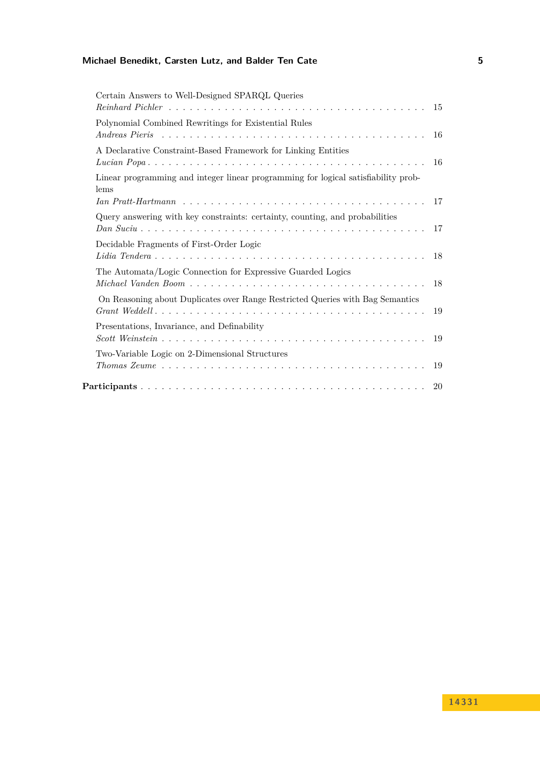Certain Answers to Well-Designed SPARQL Queries
*Reinhard Pichler* . . . . . . . . . . . . . . . . . . . . . . . . . . . . . . . . . . . . 15

Polynomial Combined Rewritings for Existential Rules
*Andreas Pieris* . . . . . . . . . . . . . . . . . . . . . . . . . . . . . . . . . . . . 16

A Declarative Constraint-Based Framework for Linking Entities
*Lucian Popa* . . . . . . . . . . . . . . . . . . . . . . . . . . . . . . . . . . . . 16

Linear programming and integer linear programming for logical satisfiability problems
*Ian Pratt-Hartmann* . . . . . . . . . . . . . . . . . . . . . . . . . . . . . . . . . . . . 17

Query answering with key constraints: certainty, counting, and probabilities
*Dan Suciu* . . . . . . . . . . . . . . . . . . . . . . . . . . . . . . . . . . . . 17

Decidable Fragments of First-Order Logic
*Lidia Tendera* . . . . . . . . . . . . . . . . . . . . . . . . . . . . . . . . . . . . 18

The Automata/Logic Connection for Expressive Guarded Logics
*Michael Vanden Boom* . . . . . . . . . . . . . . . . . . . . . . . . . . . . . . . . . . . . 18

On Reasoning about Duplicates over Range Restricted Queries with Bag Semantics
*Grant Weddell* . . . . . . . . . . . . . . . . . . . . . . . . . . . . . . . . . . . . 19

Presentations, Invariance, and Definability
*Scott Weinstein* . . . . . . . . . . . . . . . . . . . . . . . . . . . . . . . . . . . . 19

Two-Variable Logic on 2-Dimensional Structures
*Thomas Zeume* . . . . . . . . . . . . . . . . . . . . . . . . . . . . . . . . . . . . 19

**Participants** . . . . . . . . . . . . . . . . . . . . . . . . . . . . . . . . . . . . 20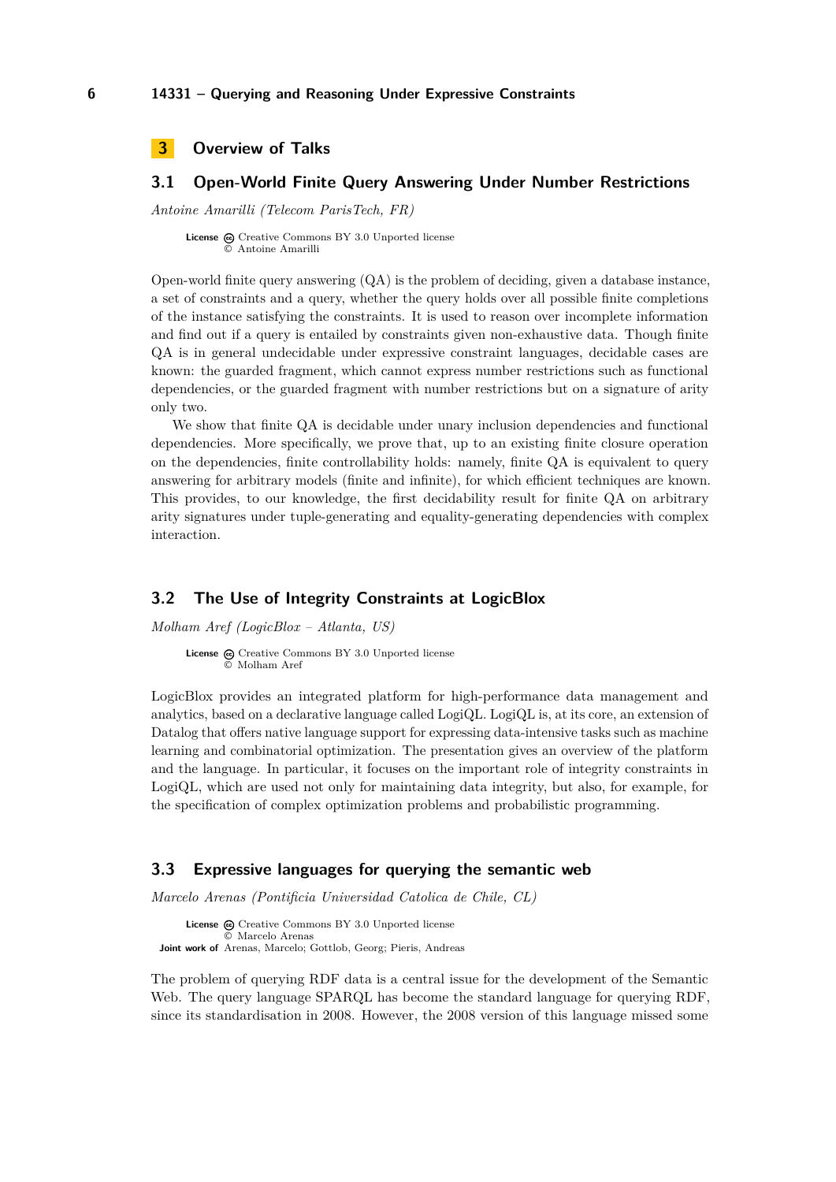# 3 Overview of Talks

## 3.1 Open-World Finite Query Answering Under Number Restrictions

*Antoine Amarilli (Telecom ParisTech, FR)*

**License** Creative Commons BY 3.0 Unported license
© Antoine Amarilli

Open-world finite query answering (QA) is the problem of deciding, given a database instance, a set of constraints and a query, whether the query holds over all possible finite completions of the instance satisfying the constraints. It is used to reason over incomplete information and find out if a query is entailed by constraints given non-exhaustive data. Though finite QA is in general undecidable under expressive constraint languages, decidable cases are known: the guarded fragment, which cannot express number restrictions such as functional dependencies, or the guarded fragment with number restrictions but on a signature of arity only two.

We show that finite QA is decidable under unary inclusion dependencies and functional dependencies. More specifically, we prove that, up to an existing finite closure operation on the dependencies, finite controllability holds: namely, finite QA is equivalent to query answering for arbitrary models (finite and infinite), for which efficient techniques are known. This provides, to our knowledge, the first decidability result for finite QA on arbitrary arity signatures under tuple-generating and equality-generating dependencies with complex interaction.

## 3.2 The Use of Integrity Constraints at LogicBlox

*Molham Aref (LogicBlox – Atlanta, US)*

**License** Creative Commons BY 3.0 Unported license
© Molham Aref

LogicBlox provides an integrated platform for high-performance data management and analytics, based on a declarative language called LogiQL. LogiQL is, at its core, an extension of Datalog that offers native language support for expressing data-intensive tasks such as machine learning and combinatorial optimization. The presentation gives an overview of the platform and the language. In particular, it focuses on the important role of integrity constraints in LogiQL, which are used not only for maintaining data integrity, but also, for example, for the specification of complex optimization problems and probabilistic programming.

## 3.3 Expressive languages for querying the semantic web

*Marcelo Arenas (Pontificia Universidad Catolica de Chile, CL)*

**License** Creative Commons BY 3.0 Unported license
© Marcelo Arenas
**Joint work of** Arenas, Marcelo; Gottlob, Georg; Pieris, Andreas

The problem of querying RDF data is a central issue for the development of the Semantic Web. The query language SPARQL has become the standard language for querying RDF, since its standardisation in 2008. However, the 2008 version of this language missed some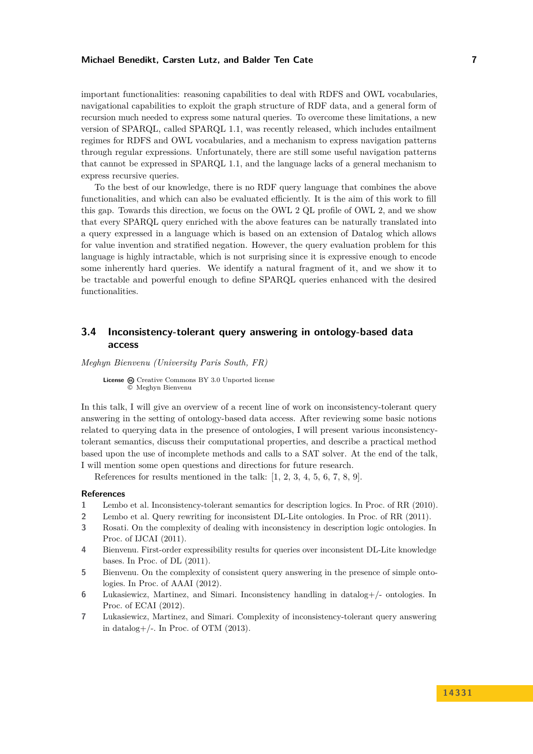important functionalities: reasoning capabilities to deal with RDFS and OWL vocabularies, navigational capabilities to exploit the graph structure of RDF data, and a general form of recursion much needed to express some natural queries. To overcome these limitations, a new version of SPARQL, called SPARQL 1.1, was recently released, which includes entailment regimes for RDFS and OWL vocabularies, and a mechanism to express navigation patterns through regular expressions. Unfortunately, there are still some useful navigation patterns that cannot be expressed in SPARQL 1.1, and the language lacks of a general mechanism to express recursive queries.

To the best of our knowledge, there is no RDF query language that combines the above functionalities, and which can also be evaluated efficiently. It is the aim of this work to fill this gap. Towards this direction, we focus on the OWL 2 QL profile of OWL 2, and we show that every SPARQL query enriched with the above features can be naturally translated into a query expressed in a language which is based on an extension of Datalog which allows for value invention and stratified negation. However, the query evaluation problem for this language is highly intractable, which is not surprising since it is expressive enough to encode some inherently hard queries. We identify a natural fragment of it, and we show it to be tractable and powerful enough to define SPARQL queries enhanced with the desired functionalities.

## 3.4 Inconsistency-tolerant query answering in ontology-based data access

*Meghyn Bienvenu (University Paris South, FR)*

**License** Creative Commons BY 3.0 Unported license
© Meghyn Bienvenu

In this talk, I will give an overview of a recent line of work on inconsistency-tolerant query answering in the setting of ontology-based data access. After reviewing some basic notions related to querying data in the presence of ontologies, I will present various inconsistency-tolerant semantics, discuss their computational properties, and describe a practical method based upon the use of incomplete methods and calls to a SAT solver. At the end of the talk, I will mention some open questions and directions for future research.

References for results mentioned in the talk: [1, 2, 3, 4, 5, 6, 7, 8, 9].

### References

1. Lembo et al. Inconsistency-tolerant semantics for description logics. In Proc. of RR (2010).
2. Lembo et al. Query rewriting for inconsistent DL-Lite ontologies. In Proc. of RR (2011).
3. Rosati. On the complexity of dealing with inconsistency in description logic ontologies. In Proc. of IJCAI (2011).
4. Bienvenu. First-order expressibility results for queries over inconsistent DL-Lite knowledge bases. In Proc. of DL (2011).
5. Bienvenu. On the complexity of consistent query answering in the presence of simple ontologies. In Proc. of AAAI (2012).
6. Lukasiewicz, Martinez, and Simari. Inconsistency handling in datalog+/- ontologies. In Proc. of ECAI (2012).
7. Lukasiewicz, Martinez, and Simari. Complexity of inconsistency-tolerant query answering in datalog+/-. In Proc. of OTM (2013).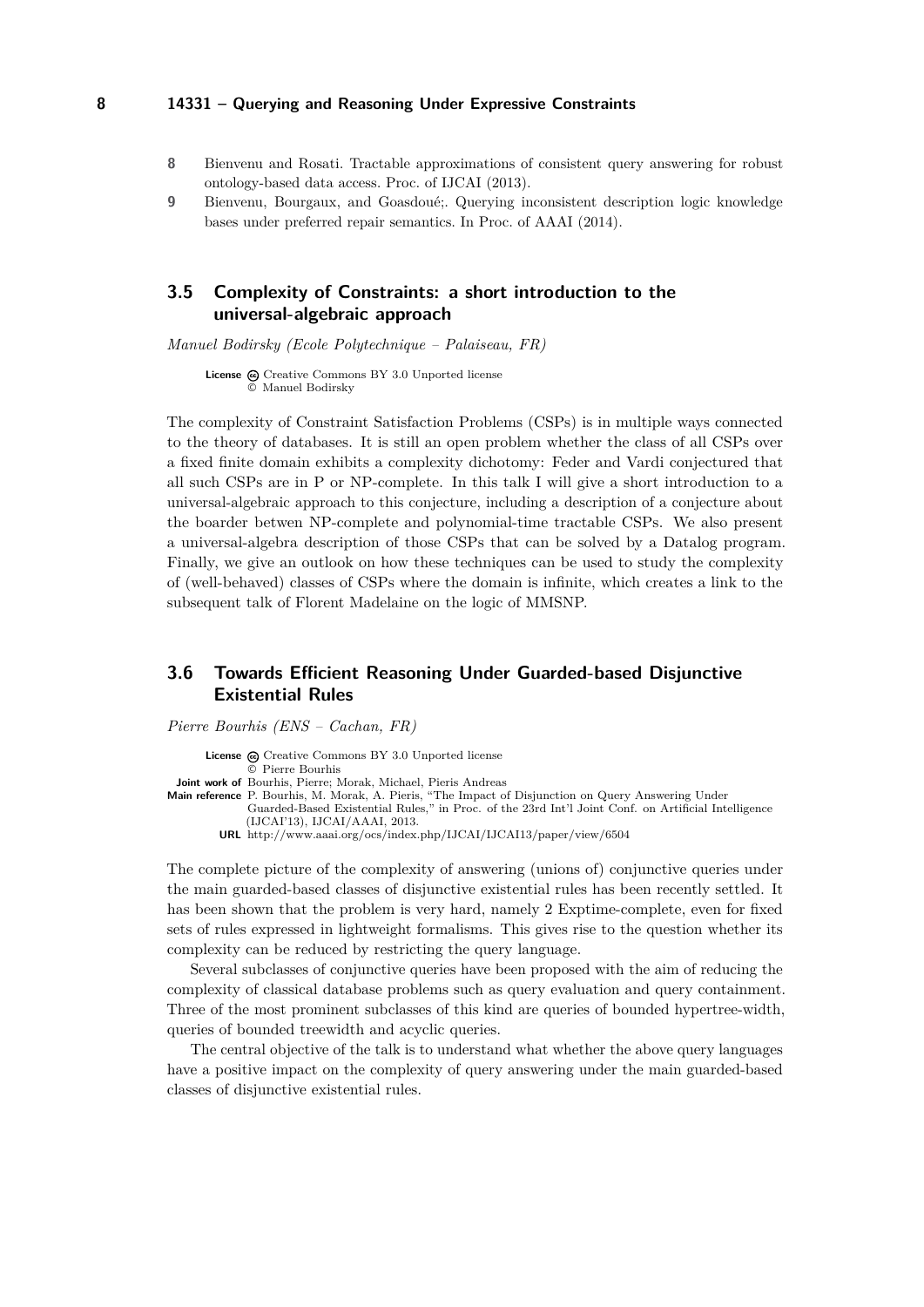8. Bienvenu and Rosati. Tractable approximations of consistent query answering for robust ontology-based data access. Proc. of IJCAI (2013).
9. Bienvenu, Bourgaux, and Goasdoué;. Querying inconsistent description logic knowledge bases under preferred repair semantics. In Proc. of AAAI (2014).

## 3.5 Complexity of Constraints: a short introduction to the universal-algebraic approach

*Manuel Bodirsky (Ecole Polytechnique – Palaiseau, FR)*

**License** Creative Commons BY 3.0 Unported license
© Manuel Bodirsky

The complexity of Constraint Satisfaction Problems (CSPs) is in multiple ways connected to the theory of databases. It is still an open problem whether the class of all CSPs over a fixed finite domain exhibits a complexity dichotomy: Feder and Vardi conjectured that all such CSPs are in P or NP-complete. In this talk I will give a short introduction to a universal-algebraic approach to this conjecture, including a description of a conjecture about the boarder betwen NP-complete and polynomial-time tractable CSPs. We also present a universal-algebra description of those CSPs that can be solved by a Datalog program. Finally, we give an outlook on how these techniques can be used to study the complexity of (well-behaved) classes of CSPs where the domain is infinite, which creates a link to the subsequent talk of Florent Madelaine on the logic of MMSNP.

## 3.6 Towards Efficient Reasoning Under Guarded-based Disjunctive Existential Rules

*Pierre Bourhis (ENS – Cachan, FR)*

**License** Creative Commons BY 3.0 Unported license
© Pierre Bourhis
**Joint work of** Bourhis, Pierre; Morak, Michael, Pieris Andreas
**Main reference** P. Bourhis, M. Morak, A. Pieris, "The Impact of Disjunction on Query Answering Under Guarded-Based Existential Rules," in Proc. of the 23rd Int'l Joint Conf. on Artificial Intelligence (IJCAI'13), IJCAI/AAAI, 2013.
**URL** http://www.aaai.org/ocs/index.php/IJCAI/IJCAI13/paper/view/6504

The complete picture of the complexity of answering (unions of) conjunctive queries under the main guarded-based classes of disjunctive existential rules has been recently settled. It has been shown that the problem is very hard, namely 2 Exptime-complete, even for fixed sets of rules expressed in lightweight formalisms. This gives rise to the question whether its complexity can be reduced by restricting the query language.

Several subclasses of conjunctive queries have been proposed with the aim of reducing the complexity of classical database problems such as query evaluation and query containment. Three of the most prominent subclasses of this kind are queries of bounded hypertree-width, queries of bounded treewidth and acyclic queries.

The central objective of the talk is to understand what whether the above query languages have a positive impact on the complexity of query answering under the main guarded-based classes of disjunctive existential rules.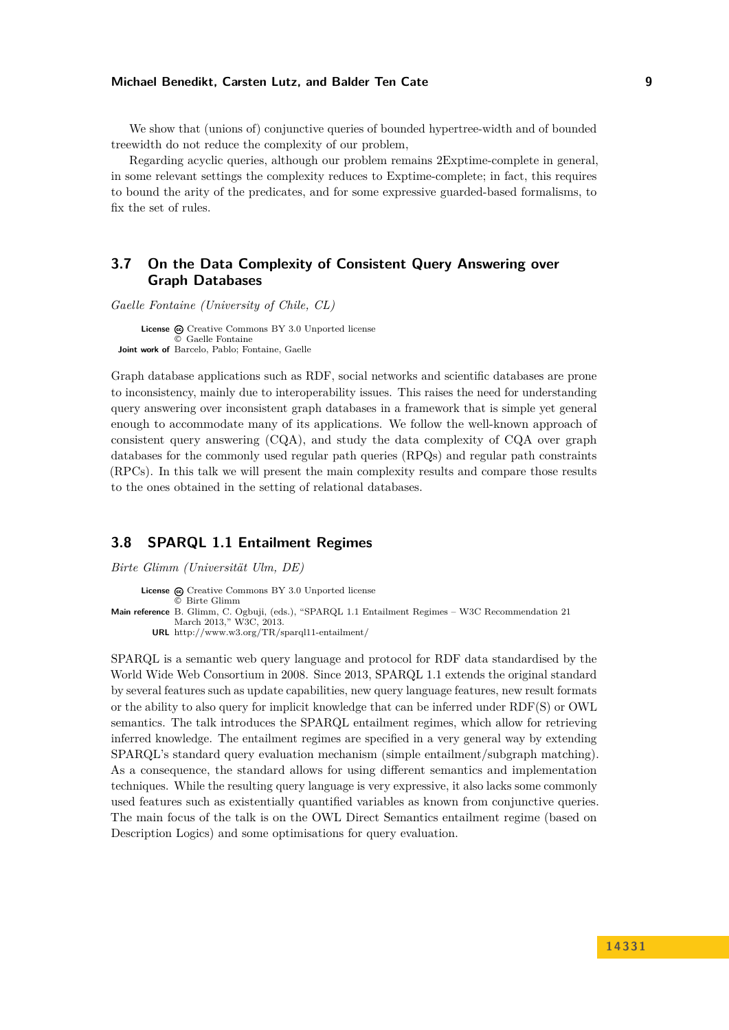We show that (unions of) conjunctive queries of bounded hypertree-width and of bounded treewidth do not reduce the complexity of our problem,

Regarding acyclic queries, although our problem remains 2Exptime-complete in general, in some relevant settings the complexity reduces to Exptime-complete; in fact, this requires to bound the arity of the predicates, and for some expressive guarded-based formalisms, to fix the set of rules.

## 3.7 On the Data Complexity of Consistent Query Answering over Graph Databases

*Gaelle Fontaine (University of Chile, CL)*

**License** Creative Commons BY 3.0 Unported license
© Gaelle Fontaine
**Joint work of** Barcelo, Pablo; Fontaine, Gaelle

Graph database applications such as RDF, social networks and scientific databases are prone to inconsistency, mainly due to interoperability issues. This raises the need for understanding query answering over inconsistent graph databases in a framework that is simple yet general enough to accommodate many of its applications. We follow the well-known approach of consistent query answering (CQA), and study the data complexity of CQA over graph databases for the commonly used regular path queries (RPQs) and regular path constraints (RPCs). In this talk we will present the main complexity results and compare those results to the ones obtained in the setting of relational databases.

## 3.8 SPARQL 1.1 Entailment Regimes

*Birte Glimm (Universität Ulm, DE)*

**License** Creative Commons BY 3.0 Unported license
© Birte Glimm
**Main reference** B. Glimm, C. Ogbuji, (eds.), "SPARQL 1.1 Entailment Regimes – W3C Recommendation 21 March 2013," W3C, 2013.
**URL** http://www.w3.org/TR/sparql11-entailment/

SPARQL is a semantic web query language and protocol for RDF data standardised by the World Wide Web Consortium in 2008. Since 2013, SPARQL 1.1 extends the original standard by several features such as update capabilities, new query language features, new result formats or the ability to also query for implicit knowledge that can be inferred under RDF(S) or OWL semantics. The talk introduces the SPARQL entailment regimes, which allow for retrieving inferred knowledge. The entailment regimes are specified in a very general way by extending SPARQL's standard query evaluation mechanism (simple entailment/subgraph matching). As a consequence, the standard allows for using different semantics and implementation techniques. While the resulting query language is very expressive, it also lacks some commonly used features such as existentially quantified variables as known from conjunctive queries. The main focus of the talk is on the OWL Direct Semantics entailment regime (based on Description Logics) and some optimisations for query evaluation.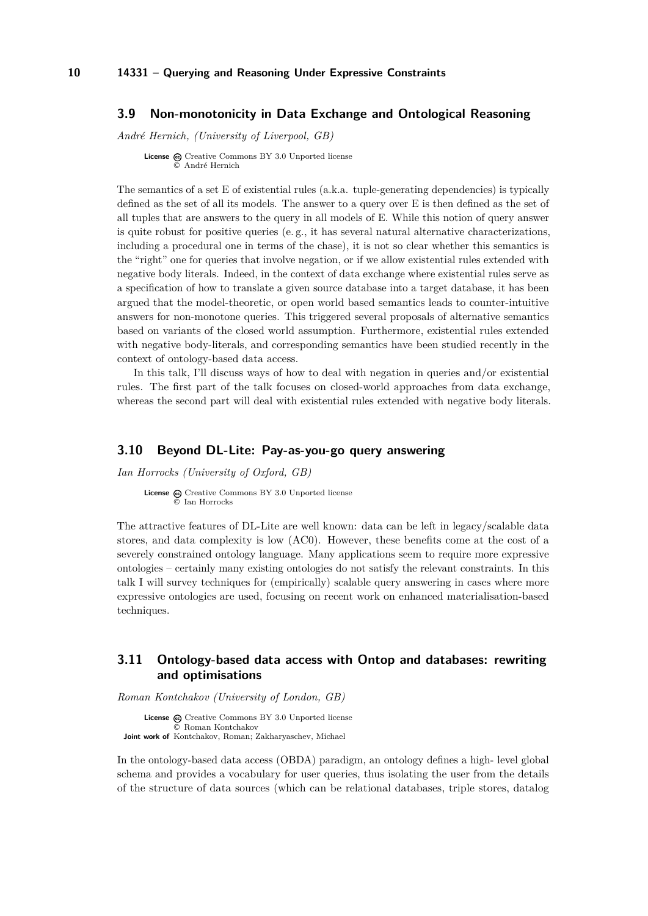## 3.9 Non-monotonicity in Data Exchange and Ontological Reasoning

*André Hernich, (University of Liverpool, GB)*

**License** Creative Commons BY 3.0 Unported license
© André Hernich

The semantics of a set E of existential rules (a.k.a. tuple-generating dependencies) is typically defined as the set of all its models. The answer to a query over E is then defined as the set of all tuples that are answers to the query in all models of E. While this notion of query answer is quite robust for positive queries (e. g., it has several natural alternative characterizations, including a procedural one in terms of the chase), it is not so clear whether this semantics is the "right" one for queries that involve negation, or if we allow existential rules extended with negative body literals. Indeed, in the context of data exchange where existential rules serve as a specification of how to translate a given source database into a target database, it has been argued that the model-theoretic, or open world based semantics leads to counter-intuitive answers for non-monotone queries. This triggered several proposals of alternative semantics based on variants of the closed world assumption. Furthermore, existential rules extended with negative body-literals, and corresponding semantics have been studied recently in the context of ontology-based data access.

In this talk, I'll discuss ways of how to deal with negation in queries and/or existential rules. The first part of the talk focuses on closed-world approaches from data exchange, whereas the second part will deal with existential rules extended with negative body literals.

## 3.10 Beyond DL-Lite: Pay-as-you-go query answering

*Ian Horrocks (University of Oxford, GB)*

**License** Creative Commons BY 3.0 Unported license
© Ian Horrocks

The attractive features of DL-Lite are well known: data can be left in legacy/scalable data stores, and data complexity is low (AC0). However, these benefits come at the cost of a severely constrained ontology language. Many applications seem to require more expressive ontologies – certainly many existing ontologies do not satisfy the relevant constraints. In this talk I will survey techniques for (empirically) scalable query answering in cases where more expressive ontologies are used, focusing on recent work on enhanced materialisation-based techniques.

## 3.11 Ontology-based data access with Ontop and databases: rewriting and optimisations

*Roman Kontchakov (University of London, GB)*

**License** Creative Commons BY 3.0 Unported license
© Roman Kontchakov
**Joint work of** Kontchakov, Roman; Zakharyaschev, Michael

In the ontology-based data access (OBDA) paradigm, an ontology defines a high- level global schema and provides a vocabulary for user queries, thus isolating the user from the details of the structure of data sources (which can be relational databases, triple stores, datalog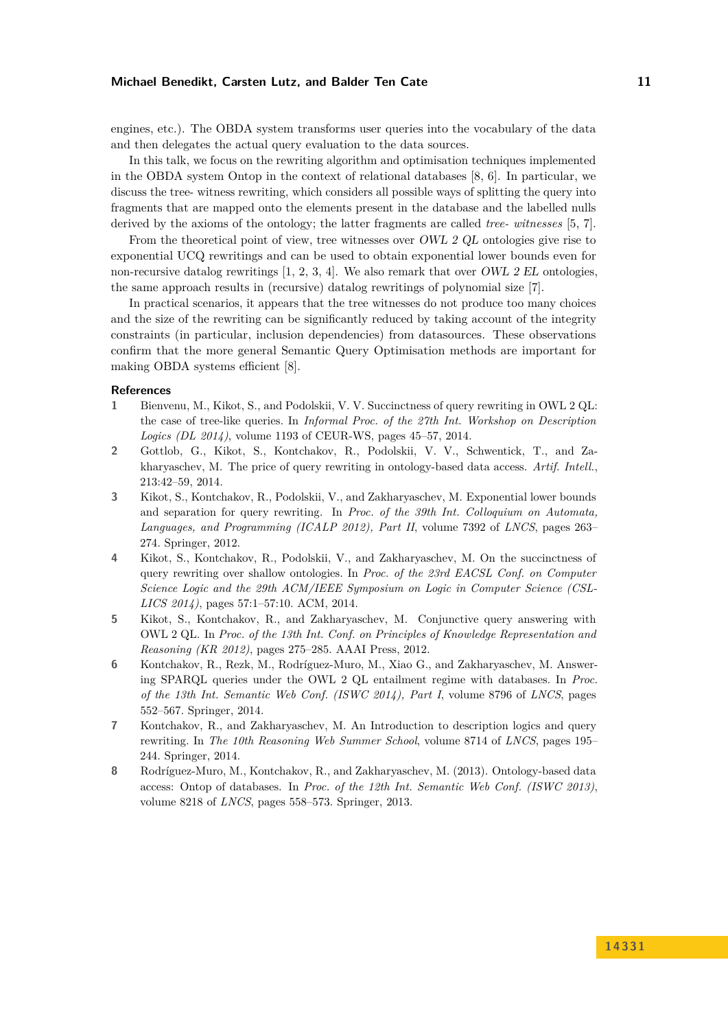engines, etc.). The OBDA system transforms user queries into the vocabulary of the data and then delegates the actual query evaluation to the data sources.

In this talk, we focus on the rewriting algorithm and optimisation techniques implemented in the OBDA system Ontop in the context of relational databases [8, 6]. In particular, we discuss the tree- witness rewriting, which considers all possible ways of splitting the query into fragments that are mapped onto the elements present in the database and the labelled nulls derived by the axioms of the ontology; the latter fragments are called *tree- witnesses* [5, 7].

From the theoretical point of view, tree witnesses over *OWL 2 QL* ontologies give rise to exponential UCQ rewritings and can be used to obtain exponential lower bounds even for non-recursive datalog rewritings [1, 2, 3, 4]. We also remark that over *OWL 2 EL* ontologies, the same approach results in (recursive) datalog rewritings of polynomial size [7].

In practical scenarios, it appears that the tree witnesses do not produce too many choices and the size of the rewriting can be significantly reduced by taking account of the integrity constraints (in particular, inclusion dependencies) from datasources. These observations confirm that the more general Semantic Query Optimisation methods are important for making OBDA systems efficient [8].

### References

1. Bienvenu, M., Kikot, S., and Podolskii, V. V. Succinctness of query rewriting in OWL 2 QL: the case of tree-like queries. In *Informal Proc. of the 27th Int. Workshop on Description Logics (DL 2014)*, volume 1193 of CEUR-WS, pages 45–57, 2014.
2. Gottlob, G., Kikot, S., Kontchakov, R., Podolskii, V. V., Schwentick, T., and Zakharyaschev, M. The price of query rewriting in ontology-based data access. *Artif. Intell.*, 213:42–59, 2014.
3. Kikot, S., Kontchakov, R., Podolskii, V., and Zakharyaschev, M. Exponential lower bounds and separation for query rewriting. In *Proc. of the 39th Int. Colloquium on Automata, Languages, and Programming (ICALP 2012), Part II*, volume 7392 of *LNCS*, pages 263–274. Springer, 2012.
4. Kikot, S., Kontchakov, R., Podolskii, V., and Zakharyaschev, M. On the succinctness of query rewriting over shallow ontologies. In *Proc. of the 23rd EACSL Conf. on Computer Science Logic and the 29th ACM/IEEE Symposium on Logic in Computer Science (CSL-LICS 2014)*, pages 57:1–57:10. ACM, 2014.
5. Kikot, S., Kontchakov, R., and Zakharyaschev, M. Conjunctive query answering with OWL 2 QL. In *Proc. of the 13th Int. Conf. on Principles of Knowledge Representation and Reasoning (KR 2012)*, pages 275–285. AAAI Press, 2012.
6. Kontchakov, R., Rezk, M., Rodríguez-Muro, M., Xiao G., and Zakharyaschev, M. Answering SPARQL queries under the OWL 2 QL entailment regime with databases. In *Proc. of the 13th Int. Semantic Web Conf. (ISWC 2014), Part I*, volume 8796 of *LNCS*, pages 552–567. Springer, 2014.
7. Kontchakov, R., and Zakharyaschev, M. An Introduction to description logics and query rewriting. In *The 10th Reasoning Web Summer School*, volume 8714 of *LNCS*, pages 195–244. Springer, 2014.
8. Rodríguez-Muro, M., Kontchakov, R., and Zakharyaschev, M. (2013). Ontology-based data access: Ontop of databases. In *Proc. of the 12th Int. Semantic Web Conf. (ISWC 2013)*, volume 8218 of *LNCS*, pages 558–573. Springer, 2013.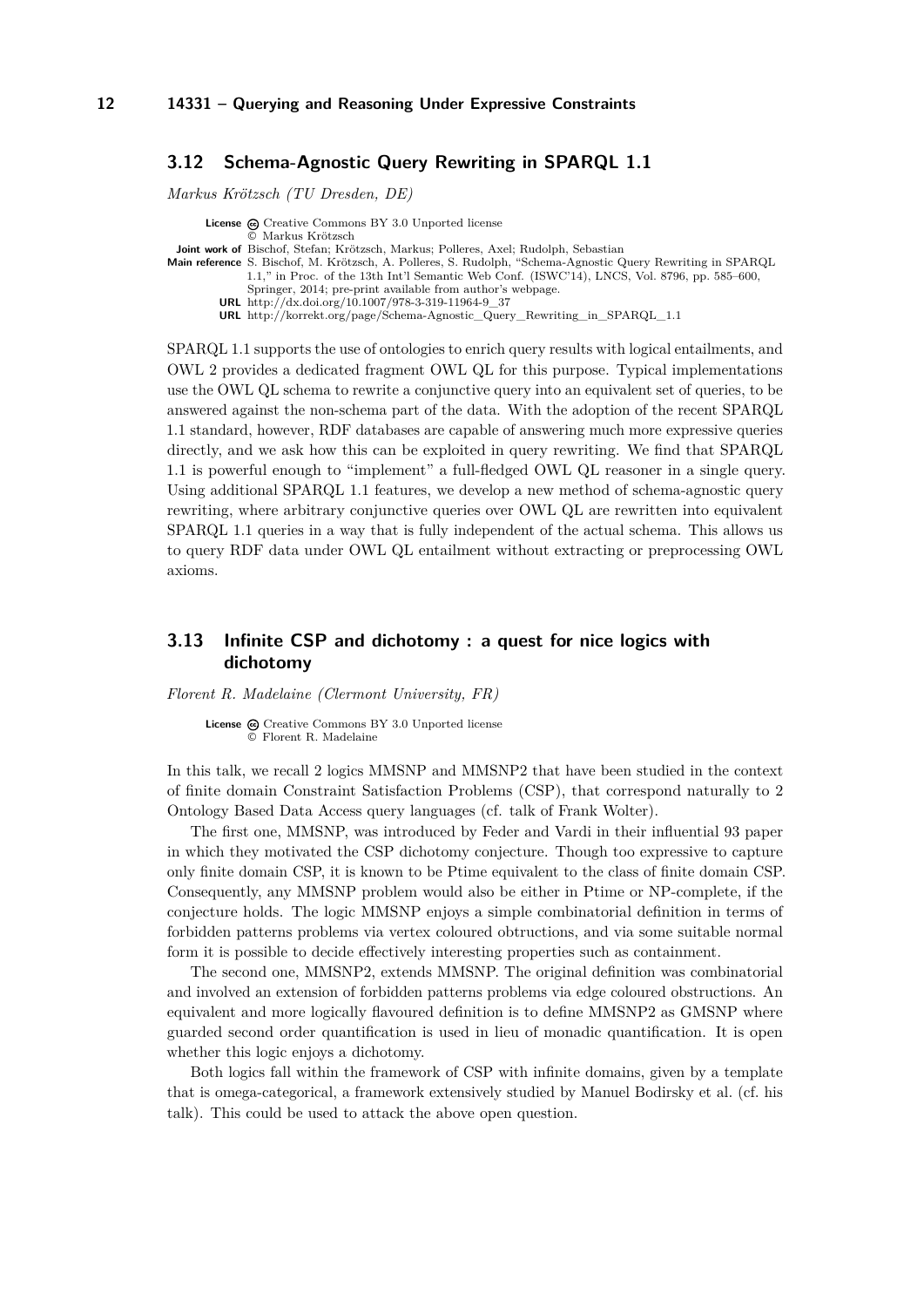## 3.12 Schema-Agnostic Query Rewriting in SPARQL 1.1

*Markus Krötzsch (TU Dresden, DE)*

**License** Creative Commons BY 3.0 Unported license
© Markus Krötzsch
**Joint work of** Bischof, Stefan; Krötzsch, Markus; Polleres, Axel; Rudolph, Sebastian
**Main reference** S. Bischof, M. Krötzsch, A. Polleres, S. Rudolph, "Schema-Agnostic Query Rewriting in SPARQL 1.1," in Proc. of the 13th Int'l Semantic Web Conf. (ISWC'14), LNCS, Vol. 8796, pp. 585–600, Springer, 2014; pre-print available from author's webpage.
**URL** http://dx.doi.org/10.1007/978-3-319-11964-9_37
**URL** http://korrekt.org/page/Schema-Agnostic_Query_Rewriting_in_SPARQL_1.1

SPARQL 1.1 supports the use of ontologies to enrich query results with logical entailments, and OWL 2 provides a dedicated fragment OWL QL for this purpose. Typical implementations use the OWL QL schema to rewrite a conjunctive query into an equivalent set of queries, to be answered against the non-schema part of the data. With the adoption of the recent SPARQL 1.1 standard, however, RDF databases are capable of answering much more expressive queries directly, and we ask how this can be exploited in query rewriting. We find that SPARQL 1.1 is powerful enough to "implement" a full-fledged OWL QL reasoner in a single query. Using additional SPARQL 1.1 features, we develop a new method of schema-agnostic query rewriting, where arbitrary conjunctive queries over OWL QL are rewritten into equivalent SPARQL 1.1 queries in a way that is fully independent of the actual schema. This allows us to query RDF data under OWL QL entailment without extracting or preprocessing OWL axioms.

## 3.13 Infinite CSP and dichotomy : a quest for nice logics with dichotomy

*Florent R. Madelaine (Clermont University, FR)*

**License** Creative Commons BY 3.0 Unported license
© Florent R. Madelaine

In this talk, we recall 2 logics MMSNP and MMSNP2 that have been studied in the context of finite domain Constraint Satisfaction Problems (CSP), that correspond naturally to 2 Ontology Based Data Access query languages (cf. talk of Frank Wolter).

The first one, MMSNP, was introduced by Feder and Vardi in their influential 93 paper in which they motivated the CSP dichotomy conjecture. Though too expressive to capture only finite domain CSP, it is known to be Ptime equivalent to the class of finite domain CSP. Consequently, any MMSNP problem would also be either in Ptime or NP-complete, if the conjecture holds. The logic MMSNP enjoys a simple combinatorial definition in terms of forbidden patterns problems via vertex coloured obtructions, and via some suitable normal form it is possible to decide effectively interesting properties such as containment.

The second one, MMSNP2, extends MMSNP. The original definition was combinatorial and involved an extension of forbidden patterns problems via edge coloured obstructions. An equivalent and more logically flavoured definition is to define MMSNP2 as GMSNP where guarded second order quantification is used in lieu of monadic quantification. It is open whether this logic enjoys a dichotomy.

Both logics fall within the framework of CSP with infinite domains, given by a template that is omega-categorical, a framework extensively studied by Manuel Bodirsky et al. (cf. his talk). This could be used to attack the above open question.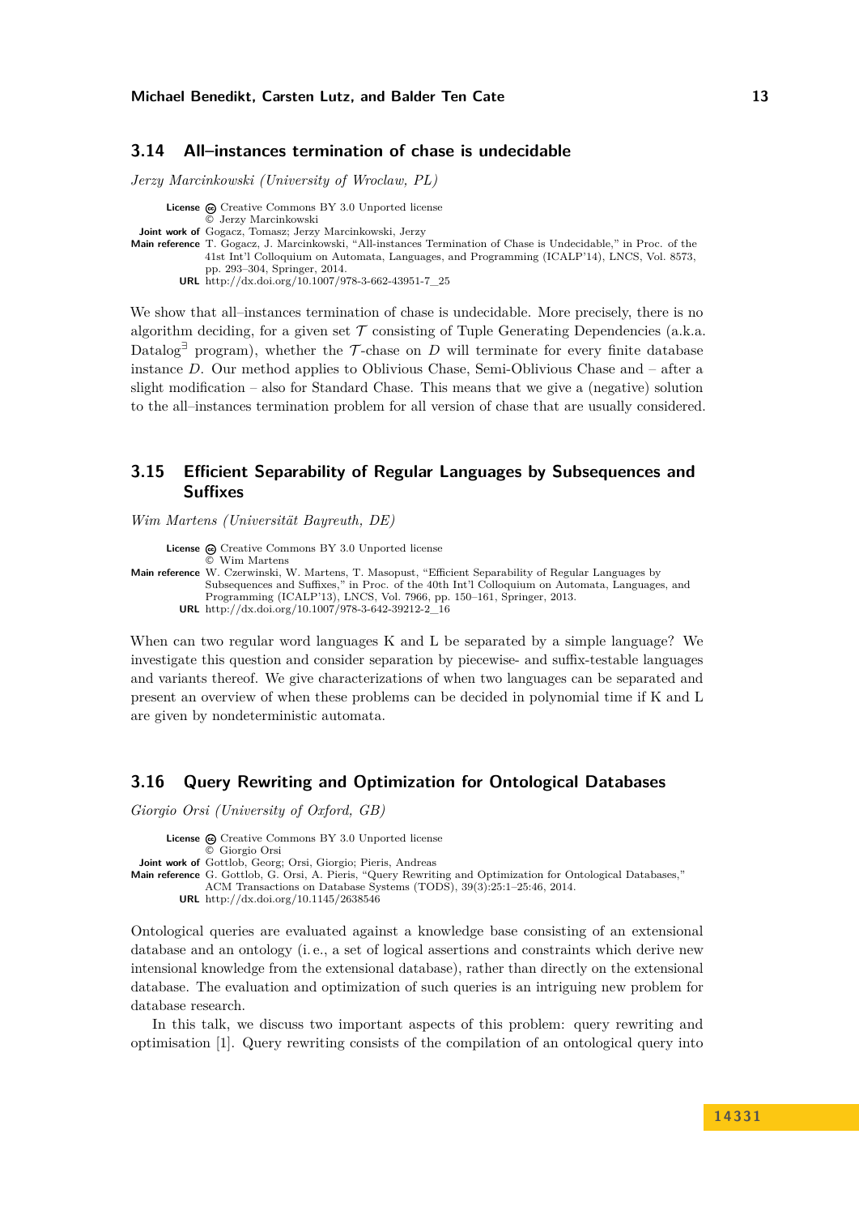## 3.14 All–instances termination of chase is undecidable

*Jerzy Marcinkowski (University of Wroclaw, PL)*

**License** Creative Commons BY 3.0 Unported license
© Jerzy Marcinkowski
**Joint work of** Gogacz, Tomasz; Jerzy Marcinkowski, Jerzy
**Main reference** T. Gogacz, J. Marcinkowski, "All-instances Termination of Chase is Undecidable," in Proc. of the 41st Int'l Colloquium on Automata, Languages, and Programming (ICALP'14), LNCS, Vol. 8573, pp. 293–304, Springer, 2014.
**URL** http://dx.doi.org/10.1007/978-3-662-43951-7_25

We show that all–instances termination of chase is undecidable. More precisely, there is no algorithm deciding, for a given set $\mathcal{T}$ consisting of Tuple Generating Dependencies (a.k.a. Datalog$^\exists$ program), whether the $\mathcal{T}$-chase on $D$ will terminate for every finite database instance $D$. Our method applies to Oblivious Chase, Semi-Oblivious Chase and – after a slight modification – also for Standard Chase. This means that we give a (negative) solution to the all–instances termination problem for all version of chase that are usually considered.

## 3.15 Efficient Separability of Regular Languages by Subsequences and Suffixes

*Wim Martens (Universität Bayreuth, DE)*

**License** Creative Commons BY 3.0 Unported license
© Wim Martens
**Main reference** W. Czerwinski, W. Martens, T. Masopust, "Efficient Separability of Regular Languages by Subsequences and Suffixes," in Proc. of the 40th Int'l Colloquium on Automata, Languages, and Programming (ICALP'13), LNCS, Vol. 7966, pp. 150–161, Springer, 2013.
**URL** http://dx.doi.org/10.1007/978-3-642-39212-2_16

When can two regular word languages K and L be separated by a simple language? We investigate this question and consider separation by piecewise- and suffix-testable languages and variants thereof. We give characterizations of when two languages can be separated and present an overview of when these problems can be decided in polynomial time if K and L are given by nondeterministic automata.

## 3.16 Query Rewriting and Optimization for Ontological Databases

*Giorgio Orsi (University of Oxford, GB)*

**License** Creative Commons BY 3.0 Unported license
© Giorgio Orsi
**Joint work of** Gottlob, Georg; Orsi, Giorgio; Pieris, Andreas
**Main reference** G. Gottlob, G. Orsi, A. Pieris, "Query Rewriting and Optimization for Ontological Databases," ACM Transactions on Database Systems (TODS), 39(3):25:1–25:46, 2014.
**URL** http://dx.doi.org/10.1145/2638546

Ontological queries are evaluated against a knowledge base consisting of an extensional database and an ontology (i. e., a set of logical assertions and constraints which derive new intensional knowledge from the extensional database), rather than directly on the extensional database. The evaluation and optimization of such queries is an intriguing new problem for database research.

In this talk, we discuss two important aspects of this problem: query rewriting and optimisation [1]. Query rewriting consists of the compilation of an ontological query into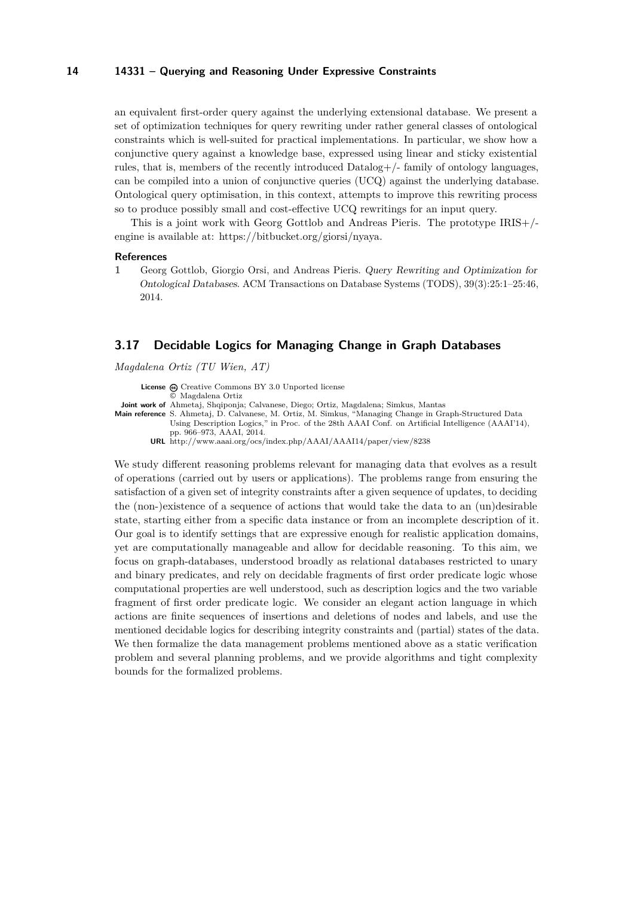an equivalent first-order query against the underlying extensional database. We present a set of optimization techniques for query rewriting under rather general classes of ontological constraints which is well-suited for practical implementations. In particular, we show how a conjunctive query against a knowledge base, expressed using linear and sticky existential rules, that is, members of the recently introduced Datalog+/- family of ontology languages, can be compiled into a union of conjunctive queries (UCQ) against the underlying database. Ontological query optimisation, in this context, attempts to improve this rewriting process so to produce possibly small and cost-effective UCQ rewritings for an input query.

This is a joint work with Georg Gottlob and Andreas Pieris. The prototype IRIS+/- engine is available at: https://bitbucket.org/giorsi/nyaya.

#### References

1. Georg Gottlob, Giorgio Orsi, and Andreas Pieris. *Query Rewriting and Optimization for Ontological Databases*. ACM Transactions on Database Systems (TODS), 39(3):25:1–25:46, 2014.

## 3.17 Decidable Logics for Managing Change in Graph Databases

*Magdalena Ortiz (TU Wien, AT)*

**License** Creative Commons BY 3.0 Unported license
© Magdalena Ortiz
**Joint work of** Ahmetaj, Shqiponja; Calvanese, Diego; Ortiz, Magdalena; Simkus, Mantas
**Main reference** S. Ahmetaj, D. Calvanese, M. Ortiz, M. Simkus, "Managing Change in Graph-Structured Data Using Description Logics," in Proc. of the 28th AAAI Conf. on Artificial Intelligence (AAAI'14), pp. 966–973, AAAI, 2014.
**URL** http://www.aaai.org/ocs/index.php/AAAI/AAAI14/paper/view/8238

We study different reasoning problems relevant for managing data that evolves as a result of operations (carried out by users or applications). The problems range from ensuring the satisfaction of a given set of integrity constraints after a given sequence of updates, to deciding the (non-)existence of a sequence of actions that would take the data to an (un)desirable state, starting either from a specific data instance or from an incomplete description of it. Our goal is to identify settings that are expressive enough for realistic application domains, yet are computationally manageable and allow for decidable reasoning. To this aim, we focus on graph-databases, understood broadly as relational databases restricted to unary and binary predicates, and rely on decidable fragments of first order predicate logic whose computational properties are well understood, such as description logics and the two variable fragment of first order predicate logic. We consider an elegant action language in which actions are finite sequences of insertions and deletions of nodes and labels, and use the mentioned decidable logics for describing integrity constraints and (partial) states of the data. We then formalize the data management problems mentioned above as a static verification problem and several planning problems, and we provide algorithms and tight complexity bounds for the formalized problems.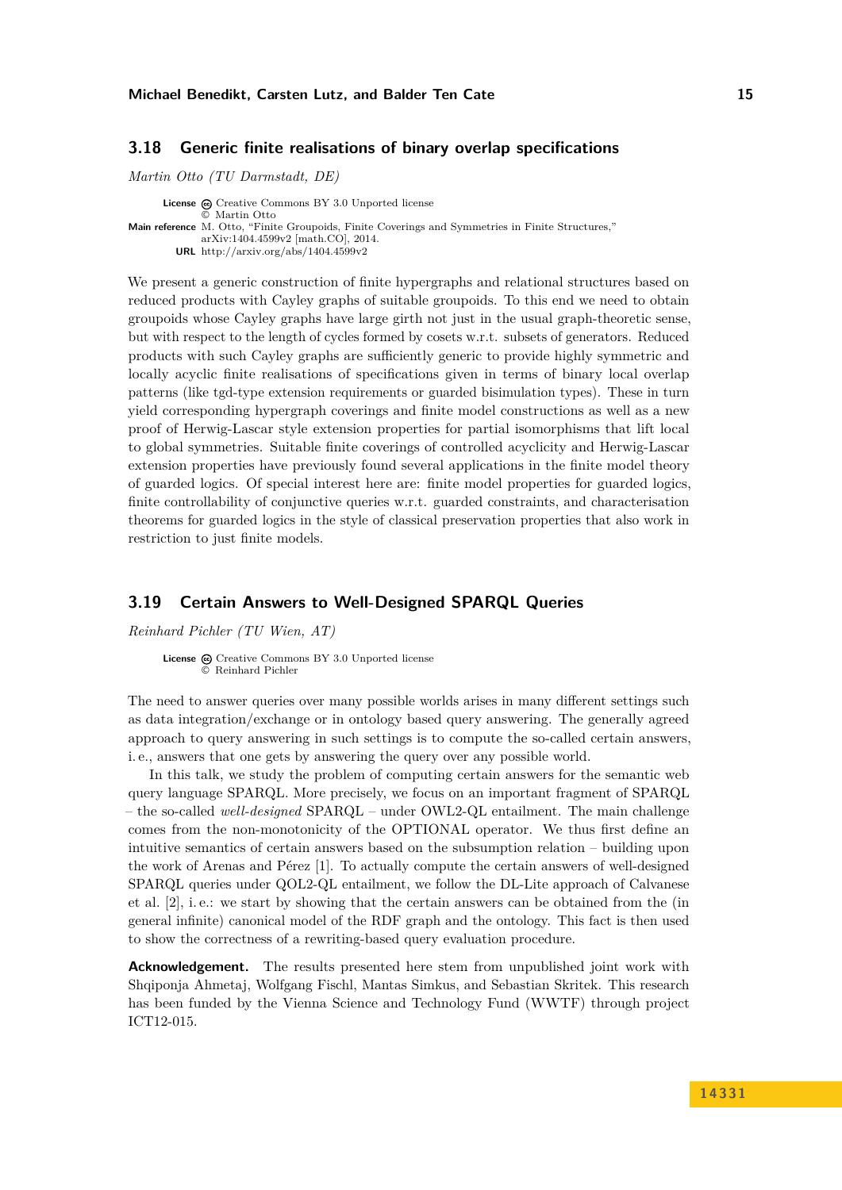## 3.18 Generic finite realisations of binary overlap specifications

*Martin Otto (TU Darmstadt, DE)*

**License** Creative Commons BY 3.0 Unported license
© Martin Otto
**Main reference** M. Otto, "Finite Groupoids, Finite Coverings and Symmetries in Finite Structures," arXiv:1404.4599v2 [math.CO], 2014.
**URL** http://arxiv.org/abs/1404.4599v2

We present a generic construction of finite hypergraphs and relational structures based on reduced products with Cayley graphs of suitable groupoids. To this end we need to obtain groupoids whose Cayley graphs have large girth not just in the usual graph-theoretic sense, but with respect to the length of cycles formed by cosets w.r.t. subsets of generators. Reduced products with such Cayley graphs are sufficiently generic to provide highly symmetric and locally acyclic finite realisations of specifications given in terms of binary local overlap patterns (like tgd-type extension requirements or guarded bisimulation types). These in turn yield corresponding hypergraph coverings and finite model constructions as well as a new proof of Herwig-Lascar style extension properties for partial isomorphisms that lift local to global symmetries. Suitable finite coverings of controlled acyclicity and Herwig-Lascar extension properties have previously found several applications in the finite model theory of guarded logics. Of special interest here are: finite model properties for guarded logics, finite controllability of conjunctive queries w.r.t. guarded constraints, and characterisation theorems for guarded logics in the style of classical preservation properties that also work in restriction to just finite models.

## 3.19 Certain Answers to Well-Designed SPARQL Queries

*Reinhard Pichler (TU Wien, AT)*

**License** Creative Commons BY 3.0 Unported license
© Reinhard Pichler

The need to answer queries over many possible worlds arises in many different settings such as data integration/exchange or in ontology based query answering. The generally agreed approach to query answering in such settings is to compute the so-called certain answers, i. e., answers that one gets by answering the query over any possible world.

In this talk, we study the problem of computing certain answers for the semantic web query language SPARQL. More precisely, we focus on an important fragment of SPARQL – the so-called *well-designed* SPARQL – under OWL2-QL entailment. The main challenge comes from the non-monotonicity of the OPTIONAL operator. We thus first define an intuitive semantics of certain answers based on the subsumption relation – building upon the work of Arenas and Pérez [1]. To actually compute the certain answers of well-designed SPARQL queries under QOL2-QL entailment, we follow the DL-Lite approach of Calvanese et al. [2], i. e.: we start by showing that the certain answers can be obtained from the (in general infinite) canonical model of the RDF graph and the ontology. This fact is then used to show the correctness of a rewriting-based query evaluation procedure.

**Acknowledgement.** The results presented here stem from unpublished joint work with Shqiponja Ahmetaj, Wolfgang Fischl, Mantas Simkus, and Sebastian Skritek. This research has been funded by the Vienna Science and Technology Fund (WWTF) through project ICT12-015.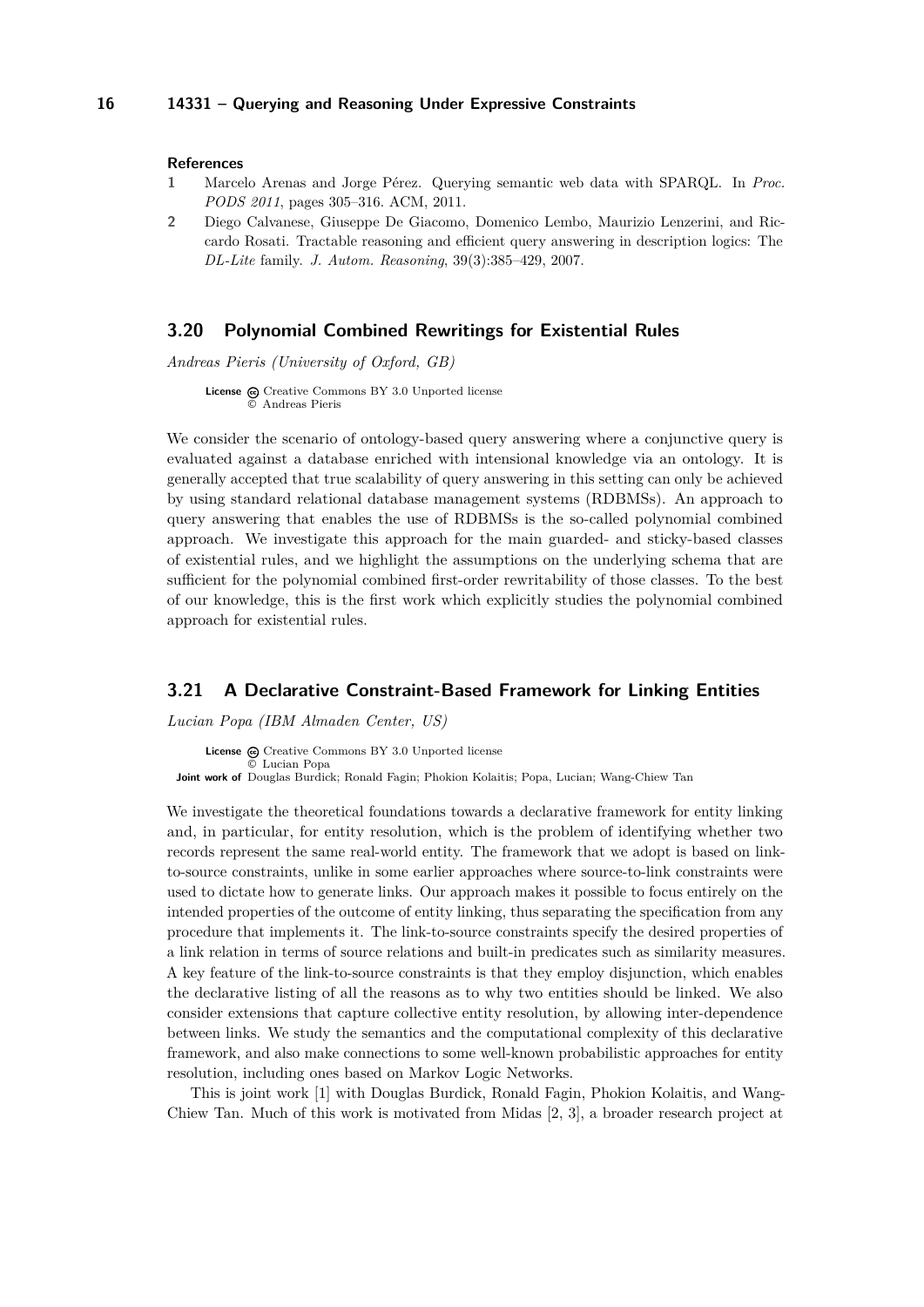#### References

1. Marcelo Arenas and Jorge Pérez. Querying semantic web data with SPARQL. In *Proc. PODS 2011*, pages 305–316. ACM, 2011.
2. Diego Calvanese, Giuseppe De Giacomo, Domenico Lembo, Maurizio Lenzerini, and Riccardo Rosati. Tractable reasoning and efficient query answering in description logics: The *DL-Lite* family. *J. Autom. Reasoning*, 39(3):385–429, 2007.

## 3.20 Polynomial Combined Rewritings for Existential Rules

*Andreas Pieris (University of Oxford, GB)*

**License** Creative Commons BY 3.0 Unported license
© Andreas Pieris

We consider the scenario of ontology-based query answering where a conjunctive query is evaluated against a database enriched with intensional knowledge via an ontology. It is generally accepted that true scalability of query answering in this setting can only be achieved by using standard relational database management systems (RDBMSs). An approach to query answering that enables the use of RDBMSs is the so-called polynomial combined approach. We investigate this approach for the main guarded- and sticky-based classes of existential rules, and we highlight the assumptions on the underlying schema that are sufficient for the polynomial combined first-order rewritability of those classes. To the best of our knowledge, this is the first work which explicitly studies the polynomial combined approach for existential rules.

## 3.21 A Declarative Constraint-Based Framework for Linking Entities

*Lucian Popa (IBM Almaden Center, US)*

**License** Creative Commons BY 3.0 Unported license
© Lucian Popa
**Joint work of** Douglas Burdick; Ronald Fagin; Phokion Kolaitis; Popa, Lucian; Wang-Chiew Tan

We investigate the theoretical foundations towards a declarative framework for entity linking and, in particular, for entity resolution, which is the problem of identifying whether two records represent the same real-world entity. The framework that we adopt is based on link-to-source constraints, unlike in some earlier approaches where source-to-link constraints were used to dictate how to generate links. Our approach makes it possible to focus entirely on the intended properties of the outcome of entity linking, thus separating the specification from any procedure that implements it. The link-to-source constraints specify the desired properties of a link relation in terms of source relations and built-in predicates such as similarity measures. A key feature of the link-to-source constraints is that they employ disjunction, which enables the declarative listing of all the reasons as to why two entities should be linked. We also consider extensions that capture collective entity resolution, by allowing inter-dependence between links. We study the semantics and the computational complexity of this declarative framework, and also make connections to some well-known probabilistic approaches for entity resolution, including ones based on Markov Logic Networks.

This is joint work [1] with Douglas Burdick, Ronald Fagin, Phokion Kolaitis, and Wang-Chiew Tan. Much of this work is motivated from Midas [2, 3], a broader research project at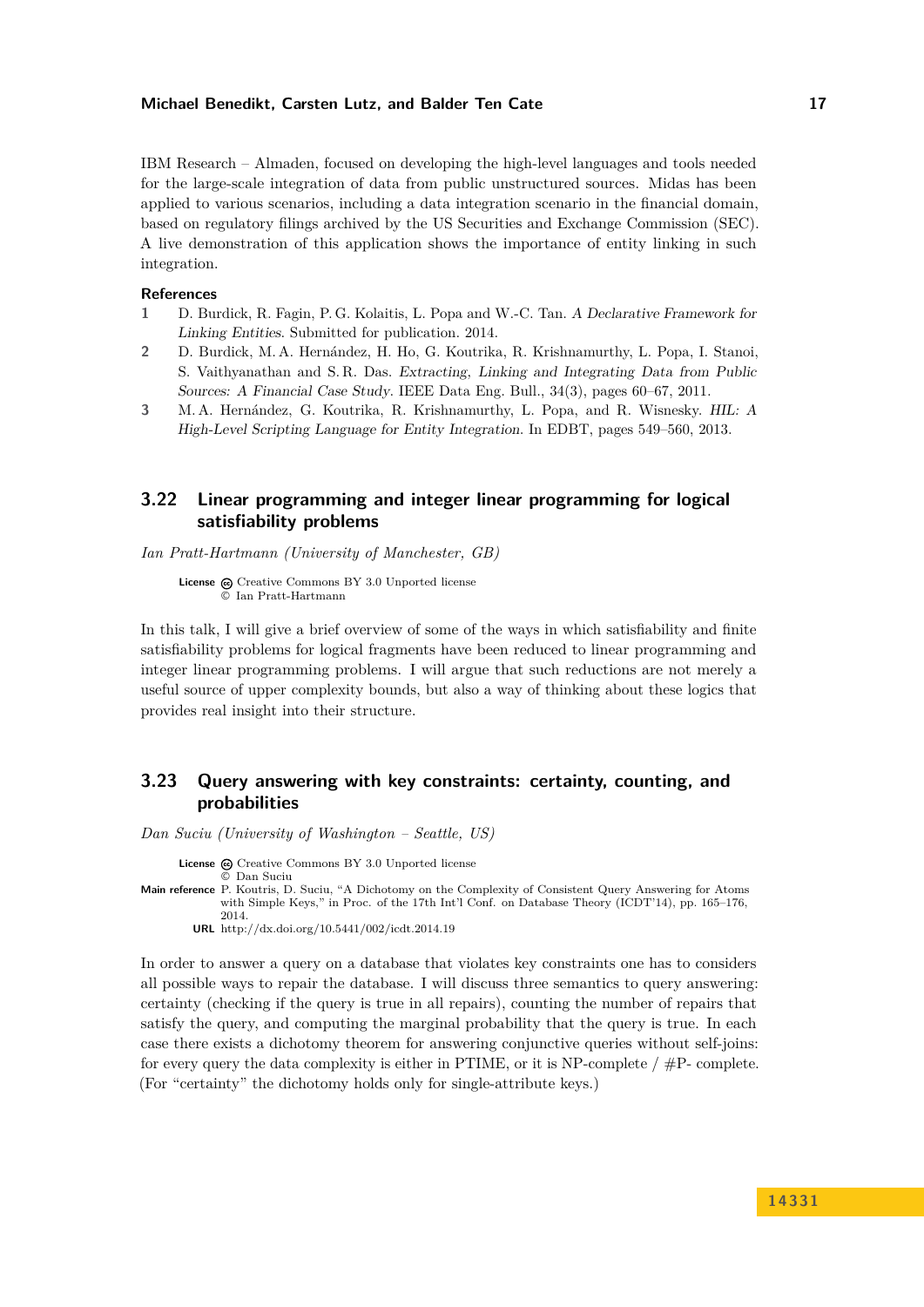IBM Research – Almaden, focused on developing the high-level languages and tools needed for the large-scale integration of data from public unstructured sources. Midas has been applied to various scenarios, including a data integration scenario in the financial domain, based on regulatory filings archived by the US Securities and Exchange Commission (SEC). A live demonstration of this application shows the importance of entity linking in such integration.

### References

1. D. Burdick, R. Fagin, P. G. Kolaitis, L. Popa and W.-C. Tan. *A Declarative Framework for Linking Entities*. Submitted for publication. 2014.
2. D. Burdick, M. A. Hernández, H. Ho, G. Koutrika, R. Krishnamurthy, L. Popa, I. Stanoi, S. Vaithyanathan and S. R. Das. *Extracting, Linking and Integrating Data from Public Sources: A Financial Case Study*. IEEE Data Eng. Bull., 34(3), pages 60–67, 2011.
3. M. A. Hernández, G. Koutrika, R. Krishnamurthy, L. Popa, and R. Wisnesky. *HIL: A High-Level Scripting Language for Entity Integration*. In EDBT, pages 549–560, 2013.

## 3.22 Linear programming and integer linear programming for logical satisfiability problems

*Ian Pratt-Hartmann (University of Manchester, GB)*

**License** Creative Commons BY 3.0 Unported license
© Ian Pratt-Hartmann

In this talk, I will give a brief overview of some of the ways in which satisfiability and finite satisfiability problems for logical fragments have been reduced to linear programming and integer linear programming problems. I will argue that such reductions are not merely a useful source of upper complexity bounds, but also a way of thinking about these logics that provides real insight into their structure.

## 3.23 Query answering with key constraints: certainty, counting, and probabilities

*Dan Suciu (University of Washington – Seattle, US)*

**License** Creative Commons BY 3.0 Unported license
© Dan Suciu

**Main reference** P. Koutris, D. Suciu, "A Dichotomy on the Complexity of Consistent Query Answering for Atoms with Simple Keys," in Proc. of the 17th Int'l Conf. on Database Theory (ICDT'14), pp. 165–176, 2014.

**URL** http://dx.doi.org/10.5441/002/icdt.2014.19

In order to answer a query on a database that violates key constraints one has to considers all possible ways to repair the database. I will discuss three semantics to query answering: certainty (checking if the query is true in all repairs), counting the number of repairs that satisfy the query, and computing the marginal probability that the query is true. In each case there exists a dichotomy theorem for answering conjunctive queries without self-joins: for every query the data complexity is either in PTIME, or it is NP-complete / #P- complete. (For "certainty" the dichotomy holds only for single-attribute keys.)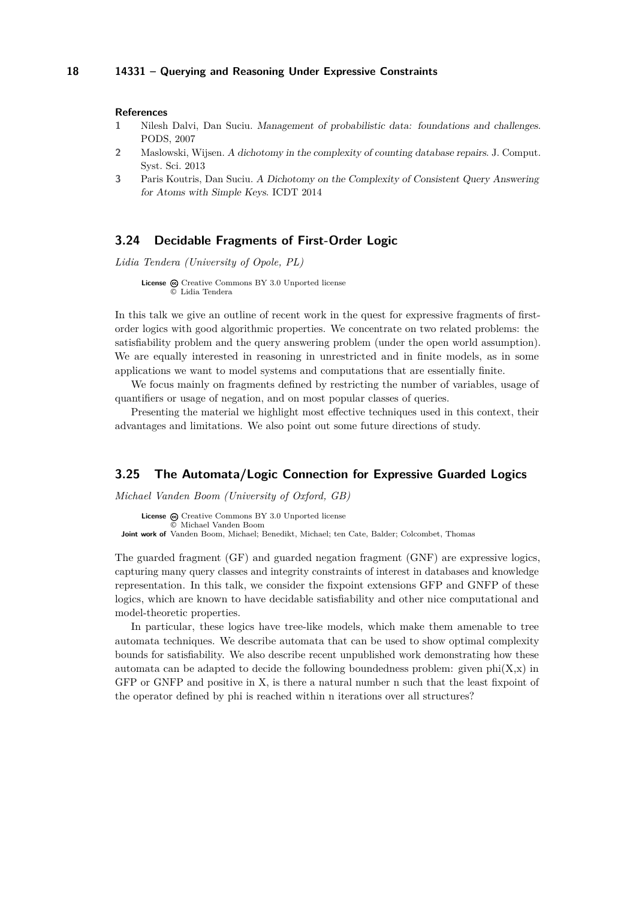#### References

1. Nilesh Dalvi, Dan Suciu. *Management of probabilistic data: foundations and challenges*. PODS, 2007
2. Maslowski, Wijsen. *A dichotomy in the complexity of counting database repairs*. J. Comput. Syst. Sci. 2013
3. Paris Koutris, Dan Suciu. *A Dichotomy on the Complexity of Consistent Query Answering for Atoms with Simple Keys*. ICDT 2014

## 3.24 Decidable Fragments of First-Order Logic

*Lidia Tendera (University of Opole, PL)*

**License** Creative Commons BY 3.0 Unported license
© Lidia Tendera

In this talk we give an outline of recent work in the quest for expressive fragments of first-order logics with good algorithmic properties. We concentrate on two related problems: the satisfiability problem and the query answering problem (under the open world assumption). We are equally interested in reasoning in unrestricted and in finite models, as in some applications we want to model systems and computations that are essentially finite.

We focus mainly on fragments defined by restricting the number of variables, usage of quantifiers or usage of negation, and on most popular classes of queries.

Presenting the material we highlight most effective techniques used in this context, their advantages and limitations. We also point out some future directions of study.

## 3.25 The Automata/Logic Connection for Expressive Guarded Logics

*Michael Vanden Boom (University of Oxford, GB)*

**License** Creative Commons BY 3.0 Unported license
© Michael Vanden Boom
**Joint work of** Vanden Boom, Michael; Benedikt, Michael; ten Cate, Balder; Colcombet, Thomas

The guarded fragment (GF) and guarded negation fragment (GNF) are expressive logics, capturing many query classes and integrity constraints of interest in databases and knowledge representation. In this talk, we consider the fixpoint extensions GFP and GNFP of these logics, which are known to have decidable satisfiability and other nice computational and model-theoretic properties.

In particular, these logics have tree-like models, which make them amenable to tree automata techniques. We describe automata that can be used to show optimal complexity bounds for satisfiability. We also describe recent unpublished work demonstrating how these automata can be adapted to decide the following boundedness problem: given phi(X,x) in GFP or GNFP and positive in X, is there a natural number n such that the least fixpoint of the operator defined by phi is reached within n iterations over all structures?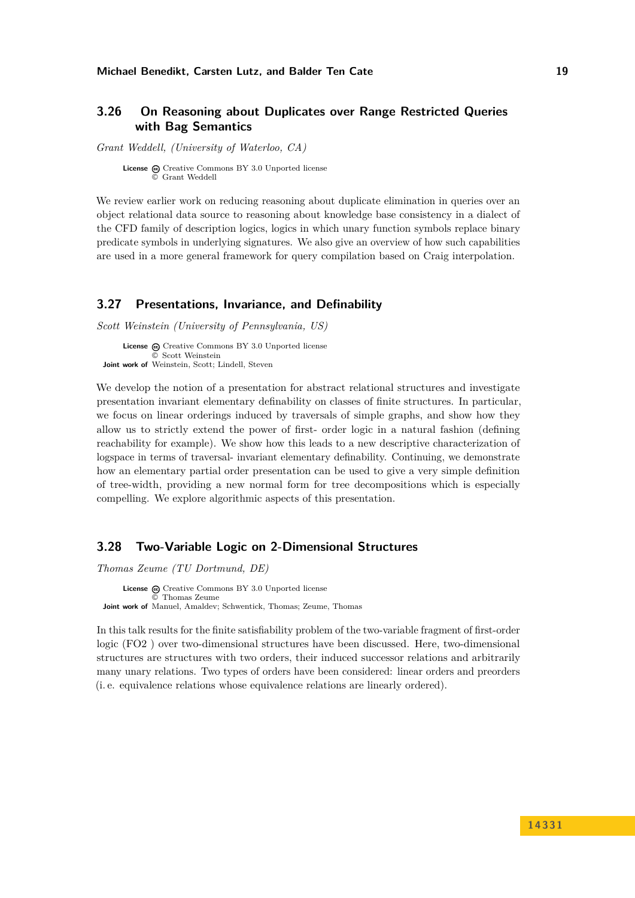## 3.26 On Reasoning about Duplicates over Range Restricted Queries with Bag Semantics

*Grant Weddell, (University of Waterloo, CA)*

**License** Creative Commons BY 3.0 Unported license
© Grant Weddell

We review earlier work on reducing reasoning about duplicate elimination in queries over an object relational data source to reasoning about knowledge base consistency in a dialect of the CFD family of description logics, logics in which unary function symbols replace binary predicate symbols in underlying signatures. We also give an overview of how such capabilities are used in a more general framework for query compilation based on Craig interpolation.

## 3.27 Presentations, Invariance, and Definability

*Scott Weinstein (University of Pennsylvania, US)*

**License** Creative Commons BY 3.0 Unported license
© Scott Weinstein
**Joint work of** Weinstein, Scott; Lindell, Steven

We develop the notion of a presentation for abstract relational structures and investigate presentation invariant elementary definability on classes of finite structures. In particular, we focus on linear orderings induced by traversals of simple graphs, and show how they allow us to strictly extend the power of first- order logic in a natural fashion (defining reachability for example). We show how this leads to a new descriptive characterization of logspace in terms of traversal- invariant elementary definability. Continuing, we demonstrate how an elementary partial order presentation can be used to give a very simple definition of tree-width, providing a new normal form for tree decompositions which is especially compelling. We explore algorithmic aspects of this presentation.

## 3.28 Two-Variable Logic on 2-Dimensional Structures

*Thomas Zeume (TU Dortmund, DE)*

**License** Creative Commons BY 3.0 Unported license
© Thomas Zeume
**Joint work of** Manuel, Amaldev; Schwentick, Thomas; Zeume, Thomas

In this talk results for the finite satisfiability problem of the two-variable fragment of first-order logic (FO2 ) over two-dimensional structures have been discussed. Here, two-dimensional structures are structures with two orders, their induced successor relations and arbitrarily many unary relations. Two types of orders have been considered: linear orders and preorders (i. e. equivalence relations whose equivalence relations are linearly ordered).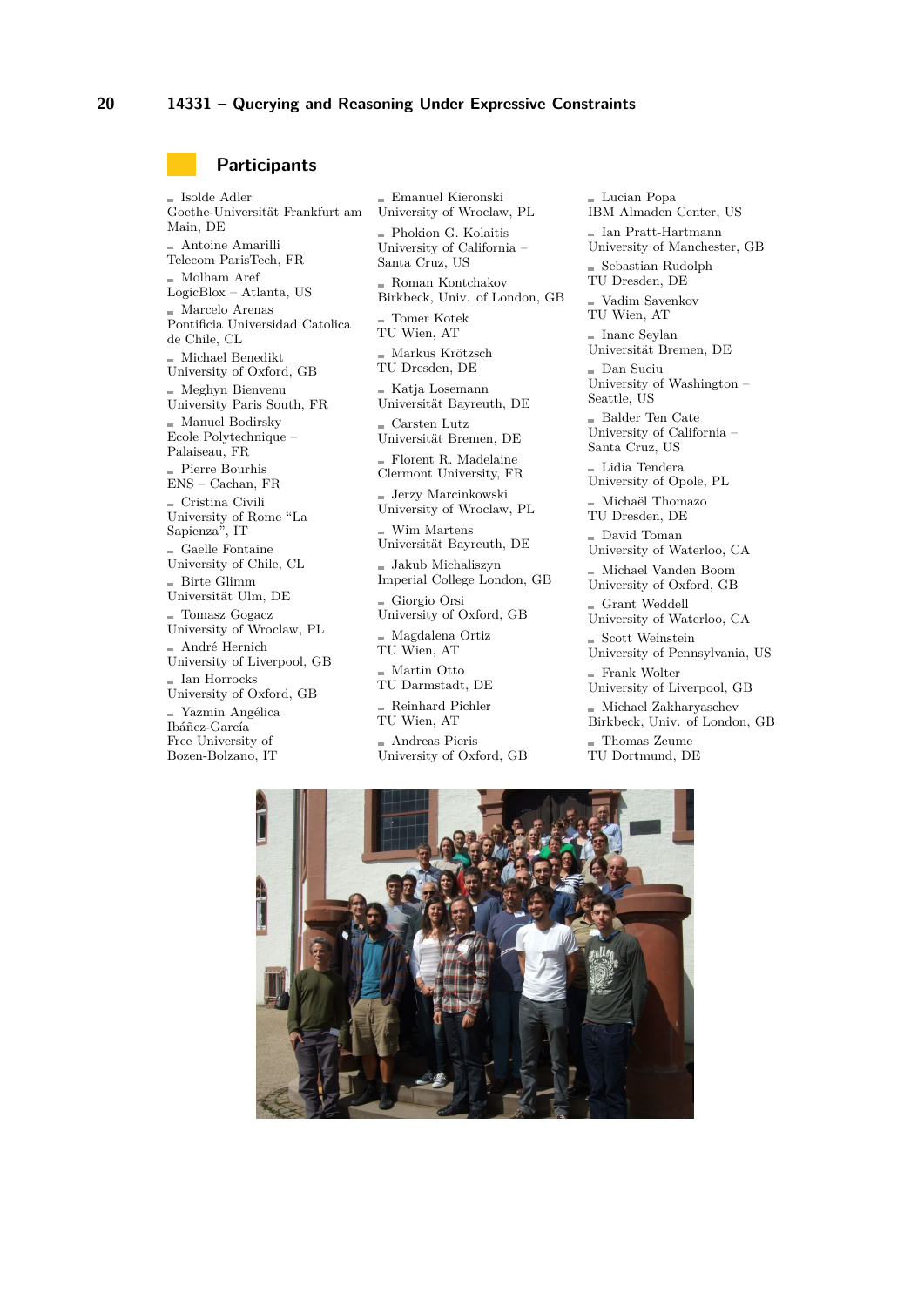## Participants

- Isolde Adler
Goethe-Universität Frankfurt am Main, DE
- Antoine Amarilli
Telecom ParisTech, FR
- Molham Aref
LogicBlox – Atlanta, US
- Marcelo Arenas
Pontificia Universidad Catolica de Chile, CL
- Michael Benedikt
University of Oxford, GB
- Meghyn Bienvenu
University Paris South, FR
- Manuel Bodirsky
Ecole Polytechnique – Palaiseau, FR
- Pierre Bourhis
ENS – Cachan, FR
- Cristina Civili
University of Rome "La Sapienza", IT
- Gaelle Fontaine
University of Chile, CL
- Birte Glimm
Universität Ulm, DE
- Tomasz Gogacz
University of Wroclaw, PL
- André Hernich
University of Liverpool, GB
- Ian Horrocks
University of Oxford, GB
- Yazmin Angélica Ibáñez-García
Free University of Bozen-Bolzano, IT
- Emanuel Kieronski
University of Wroclaw, PL
- Phokion G. Kolaitis
University of California – Santa Cruz, US
- Roman Kontchakov
Birkbeck, Univ. of London, GB
- Tomer Kotek
TU Wien, AT
- Markus Krötzsch
TU Dresden, DE
- Katja Losemann
Universität Bayreuth, DE
- Carsten Lutz
Universität Bremen, DE
- Florent R. Madelaine
Clermont University, FR
- Jerzy Marcinkowski
University of Wroclaw, PL
- Wim Martens
Universität Bayreuth, DE
- Jakub Michaliszyn
Imperial College London, GB
- Giorgio Orsi
University of Oxford, GB
- Magdalena Ortiz
TU Wien, AT
- Martin Otto
TU Darmstadt, DE
- Reinhard Pichler
TU Wien, AT
- Andreas Pieris
University of Oxford, GB
- Lucian Popa
IBM Almaden Center, US
- Ian Pratt-Hartmann
University of Manchester, GB
- Sebastian Rudolph
TU Dresden, DE
- Vadim Savenkov
TU Wien, AT
- Inanc Seylan
Universität Bremen, DE
- Dan Suciu
University of Washington – Seattle, US
- Balder Ten Cate
University of California – Santa Cruz, US
- Lidia Tendera
University of Opole, PL
- Michaël Thomazo
TU Dresden, DE
- David Toman
University of Waterloo, CA
- Michael Vanden Boom
University of Oxford, GB
- Grant Weddell
University of Waterloo, CA
- Scott Weinstein
University of Pennsylvania, US
- Frank Wolter
University of Liverpool, GB
- Michael Zakharyaschev
Birkbeck, Univ. of London, GB
- Thomas Zeume
TU Dortmund, DE